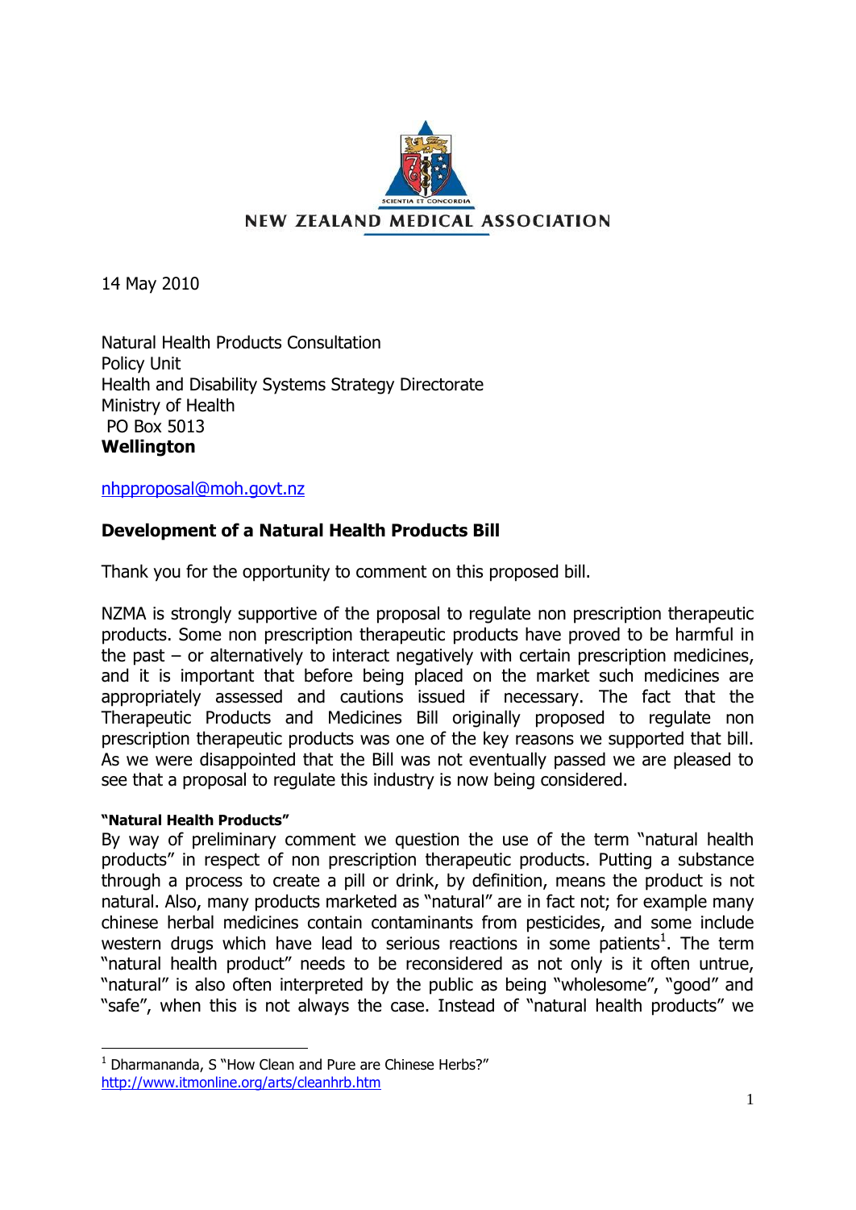NEW ZEALAND MEDICAL ASSOCIATION

14 May 2010

Natural Health Products Consultation
Policy Unit
Health and Disability Systems Strategy Directorate
Ministry of Health
PO Box 5013
**Wellington**

nhpproposal@moh.govt.nz

## Development of a Natural Health Products Bill

Thank you for the opportunity to comment on this proposed bill.

NZMA is strongly supportive of the proposal to regulate non prescription therapeutic products. Some non prescription therapeutic products have proved to be harmful in the past – or alternatively to interact negatively with certain prescription medicines, and it is important that before being placed on the market such medicines are appropriately assessed and cautions issued if necessary. The fact that the Therapeutic Products and Medicines Bill originally proposed to regulate non prescription therapeutic products was one of the key reasons we supported that bill. As we were disappointed that the Bill was not eventually passed we are pleased to see that a proposal to regulate this industry is now being considered.

#### "Natural Health Products"

By way of preliminary comment we question the use of the term "natural health products" in respect of non prescription therapeutic products. Putting a substance through a process to create a pill or drink, by definition, means the product is not natural. Also, many products marketed as "natural" are in fact not; for example many chinese herbal medicines contain contaminants from pesticides, and some include western drugs which have lead to serious reactions in some patients[1]. The term "natural health product" needs to be reconsidered as not only is it often untrue, "natural" is also often interpreted by the public as being "wholesome", "good" and "safe", when this is not always the case. Instead of "natural health products" we

[1] Dharmananda, S "How Clean and Pure are Chinese Herbs?" http://www.itmonline.org/arts/cleanhrb.htm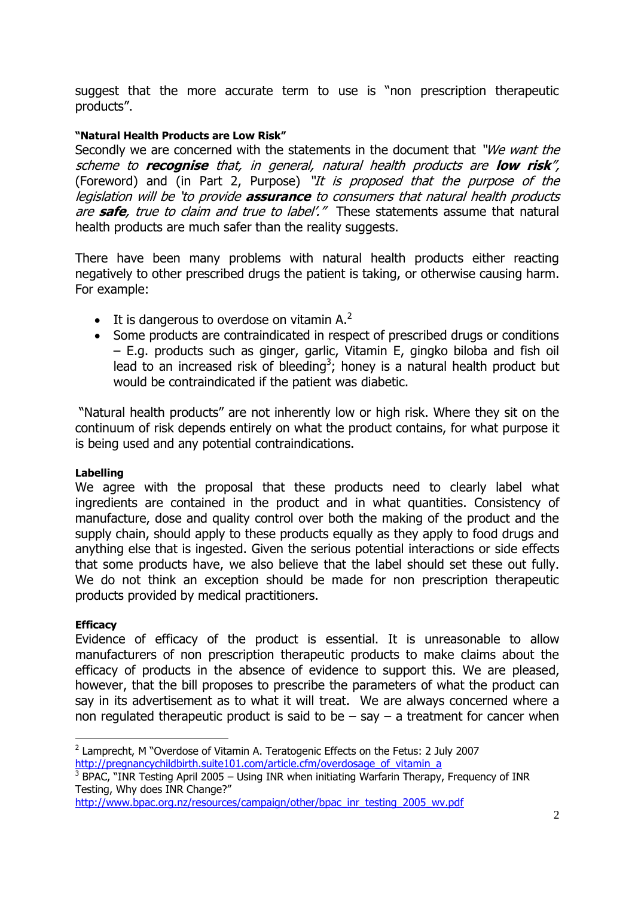suggest that the more accurate term to use is "non prescription therapeutic products".

**"Natural Health Products are Low Risk"**

Secondly we are concerned with the statements in the document that *"We want the scheme to **recognise** that, in general, natural health products are **low risk**",* (Foreword) and (in Part 2, Purpose) *"It is proposed that the purpose of the legislation will be 'to provide **assurance** to consumers that natural health products are **safe**, true to claim and true to label'."* These statements assume that natural health products are much safer than the reality suggests.

There have been many problems with natural health products either reacting negatively to other prescribed drugs the patient is taking, or otherwise causing harm. For example:

- It is dangerous to overdose on vitamin A.[2]
- Some products are contraindicated in respect of prescribed drugs or conditions – E.g. products such as ginger, garlic, Vitamin E, gingko biloba and fish oil lead to an increased risk of bleeding[3]; honey is a natural health product but would be contraindicated if the patient was diabetic.

"Natural health products" are not inherently low or high risk. Where they sit on the continuum of risk depends entirely on what the product contains, for what purpose it is being used and any potential contraindications.

**Labelling**

We agree with the proposal that these products need to clearly label what ingredients are contained in the product and in what quantities. Consistency of manufacture, dose and quality control over both the making of the product and the supply chain, should apply to these products equally as they apply to food drugs and anything else that is ingested. Given the serious potential interactions or side effects that some products have, we also believe that the label should set these out fully. We do not think an exception should be made for non prescription therapeutic products provided by medical practitioners.

**Efficacy**

Evidence of efficacy of the product is essential. It is unreasonable to allow manufacturers of non prescription therapeutic products to make claims about the efficacy of products in the absence of evidence to support this. We are pleased, however, that the bill proposes to prescribe the parameters of what the product can say in its advertisement as to what it will treat. We are always concerned where a non regulated therapeutic product is said to be – say – a treatment for cancer when

---

[2] Lamprecht, M "Overdose of Vitamin A. Teratogenic Effects on the Fetus: 2 July 2007 http://pregnancychildbirth.suite101.com/article.cfm/overdosage_of_vitamin_a

[3] BPAC, "INR Testing April 2005 – Using INR when initiating Warfarin Therapy, Frequency of INR Testing, Why does INR Change?" http://www.bpac.org.nz/resources/campaign/other/bpac_inr_testing_2005_wv.pdf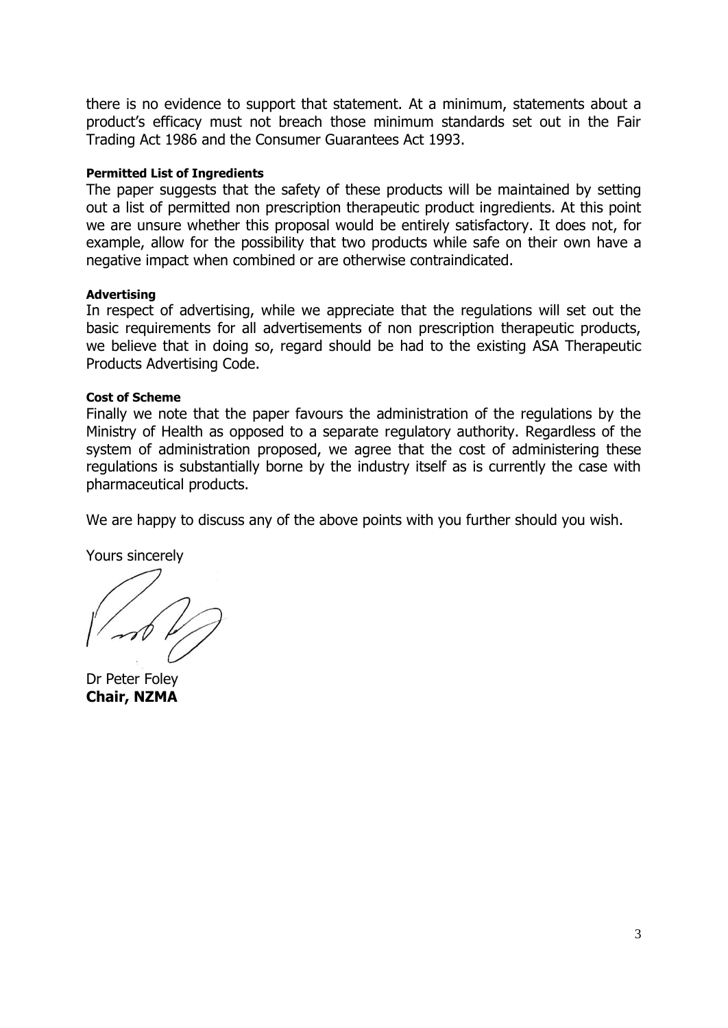there is no evidence to support that statement. At a minimum, statements about a product's efficacy must not breach those minimum standards set out in the Fair Trading Act 1986 and the Consumer Guarantees Act 1993.

**Permitted List of Ingredients**

The paper suggests that the safety of these products will be maintained by setting out a list of permitted non prescription therapeutic product ingredients. At this point we are unsure whether this proposal would be entirely satisfactory. It does not, for example, allow for the possibility that two products while safe on their own have a negative impact when combined or are otherwise contraindicated.

**Advertising**

In respect of advertising, while we appreciate that the regulations will set out the basic requirements for all advertisements of non prescription therapeutic products, we believe that in doing so, regard should be had to the existing ASA Therapeutic Products Advertising Code.

**Cost of Scheme**

Finally we note that the paper favours the administration of the regulations by the Ministry of Health as opposed to a separate regulatory authority. Regardless of the system of administration proposed, we agree that the cost of administering these regulations is substantially borne by the industry itself as is currently the case with pharmaceutical products.

We are happy to discuss any of the above points with you further should you wish.

Yours sincerely

Dr Peter Foley
**Chair, NZMA**